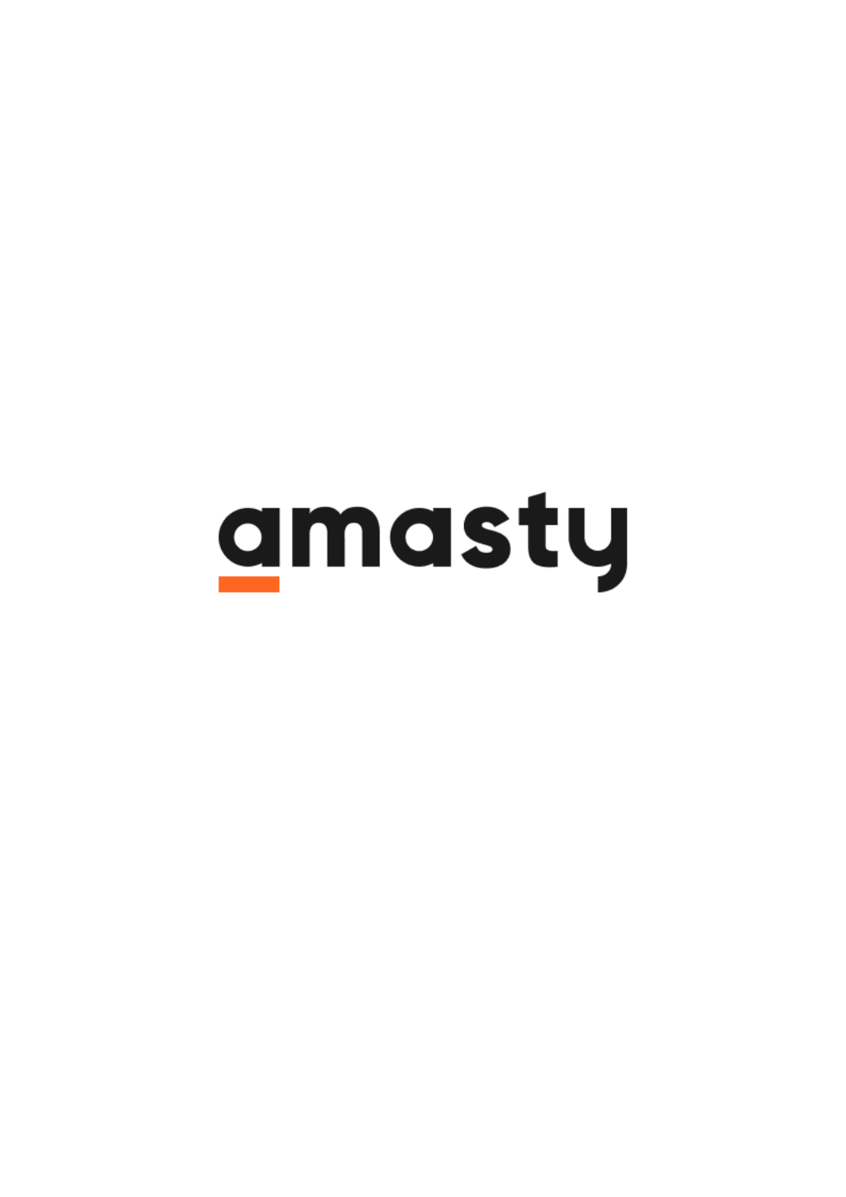amasty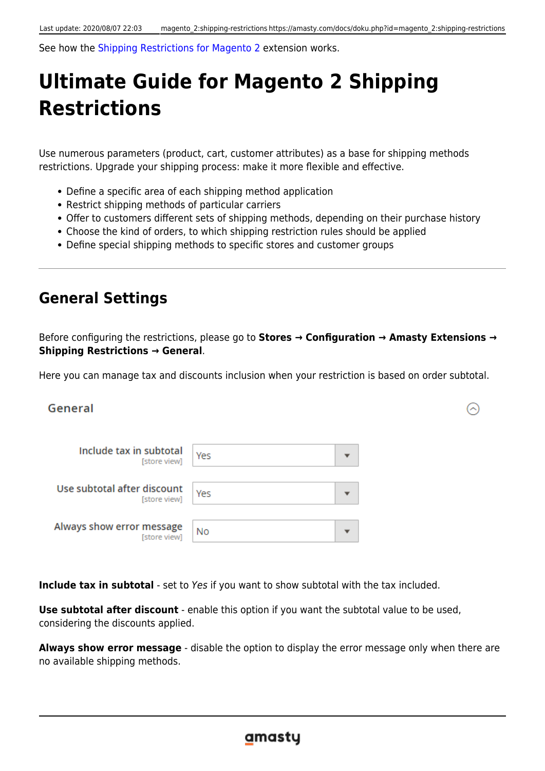See how the Shipping Restrictions for Magento 2 extension works.

# Ultimate Guide for Magento 2 Shipping Restrictions

Use numerous parameters (product, cart, customer attributes) as a base for shipping methods restrictions. Upgrade your shipping process: make it more flexible and effective.

- Define a specific area of each shipping method application
- Restrict shipping methods of particular carriers
- Offer to customers different sets of shipping methods, depending on their purchase history
- Choose the kind of orders, to which shipping restriction rules should be applied
- Define special shipping methods to specific stores and customer groups

---

## General Settings

Before configuring the restrictions, please go to **Stores → Configuration → Amasty Extensions → Shipping Restrictions → General**.

Here you can manage tax and discounts inclusion when your restriction is based on order subtotal.

General

| Setting | Value |
| --- | --- |
| Include tax in subtotal [store view] | Yes |
| Use subtotal after discount [store view] | Yes |
| Always show error message [store view] | No |

**Include tax in subtotal** - set to *Yes* if you want to show subtotal with the tax included.

**Use subtotal after discount** - enable this option if you want the subtotal value to be used, considering the discounts applied.

**Always show error message** - disable the option to display the error message only when there are no available shipping methods.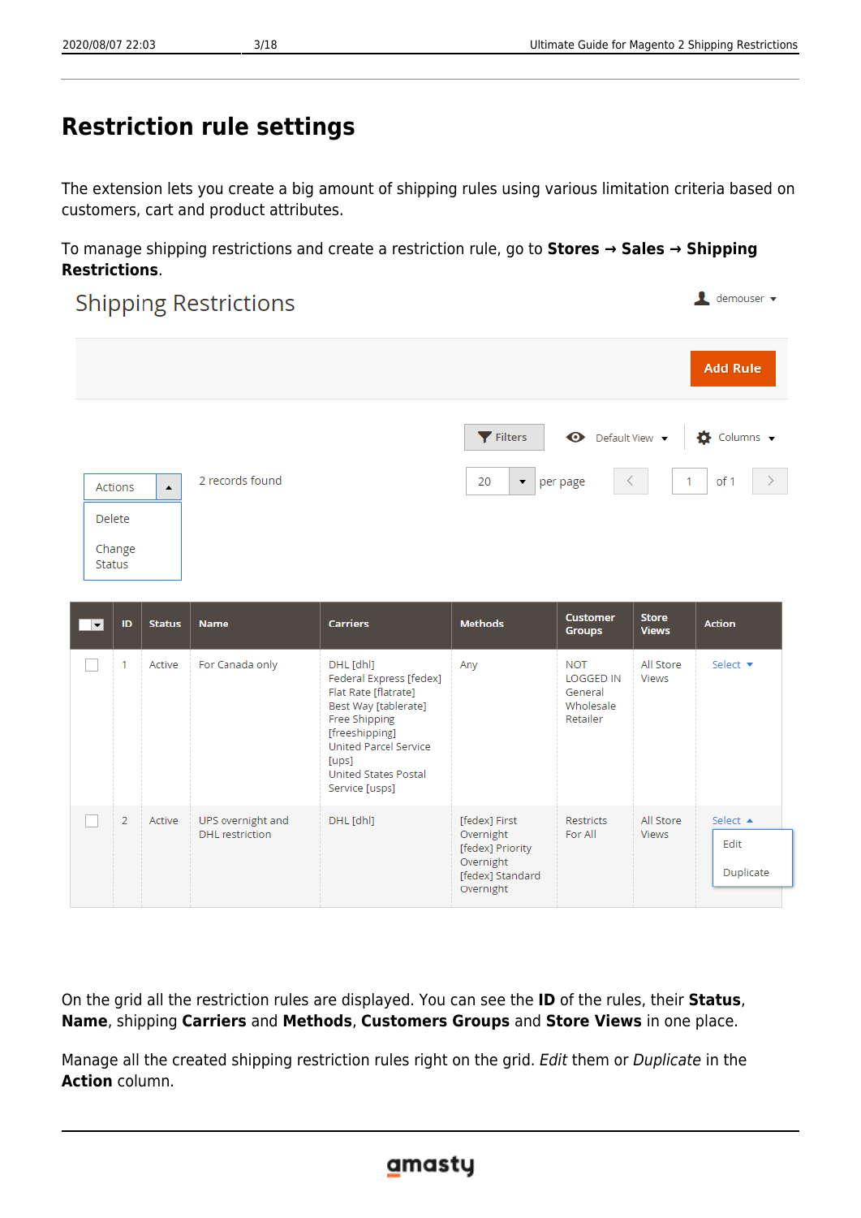# Restriction rule settings

The extension lets you create a big amount of shipping rules using various limitation criteria based on customers, cart and product attributes.

To manage shipping restrictions and create a restriction rule, go to **Stores → Sales → Shipping Restrictions**.

Shipping Restrictions

| | ID | Status | Name | Carriers | Methods | Customer Groups | Store Views | Action |
|---|---|---|---|---|---|---|---|---|
| | 1 | Active | For Canada only | DHL [dhl] Federal Express [fedex] Flat Rate [flatrate] Best Way [tablerate] Free Shipping [freeshipping] United Parcel Service [ups] United States Postal Service [usps] | Any | NOT LOGGED IN General Wholesale Retailer | All Store Views | Select |
| | 2 | Active | UPS overnight and DHL restriction | DHL [dhl] | [fedex] First Overnight [fedex] Priority Overnight [fedex] Standard Overnight | Restricts For All | All Store Views | Select (Edit, Duplicate) |

On the grid all the restriction rules are displayed. You can see the **ID** of the rules, their **Status**, **Name**, shipping **Carriers** and **Methods**, **Customers Groups** and **Store Views** in one place.

Manage all the created shipping restriction rules right on the grid. *Edit* them or *Duplicate* in the **Action** column.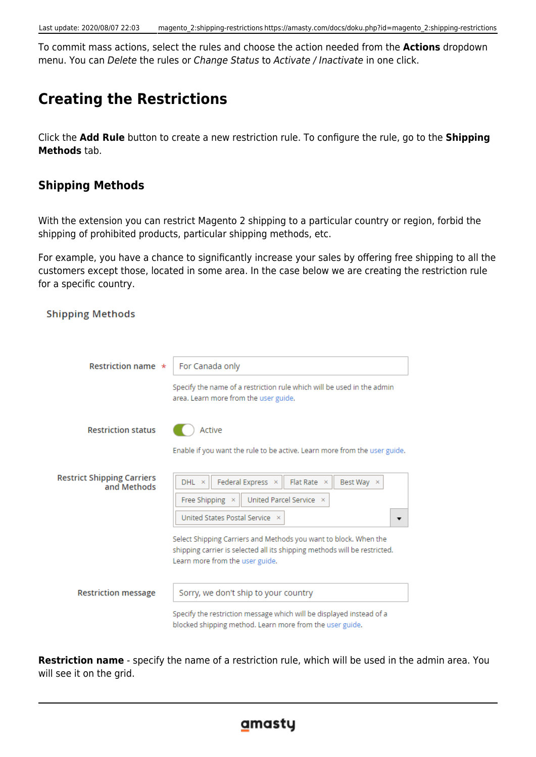To commit mass actions, select the rules and choose the action needed from the **Actions** dropdown menu. You can *Delete* the rules or *Change Status* to *Activate / Inactivate* in one click.

## Creating the Restrictions

Click the **Add Rule** button to create a new restriction rule. To configure the rule, go to the **Shipping Methods** tab.

### Shipping Methods

With the extension you can restrict Magento 2 shipping to a particular country or region, forbid the shipping of prohibited products, particular shipping methods, etc.

For example, you have a chance to significantly increase your sales by offering free shipping to all the customers except those, located in some area. In the case below we are creating the restriction rule for a specific country.

Shipping Methods

Restriction name * For Canada only

Specify the name of a restriction rule which will be used in the admin area. Learn more from the user guide.

Restriction status Active

Enable if you want the rule to be active. Learn more from the user guide.

Restrict Shipping Carriers and Methods DHL × Federal Express × Flat Rate × Best Way × Free Shipping × United Parcel Service × United States Postal Service ×

Select Shipping Carriers and Methods you want to block. When the shipping carrier is selected all its shipping methods will be restricted. Learn more from the user guide.

Restriction message Sorry, we don't ship to your country

Specify the restriction message which will be displayed instead of a blocked shipping method. Learn more from the user guide.

**Restriction name** - specify the name of a restriction rule, which will be used in the admin area. You will see it on the grid.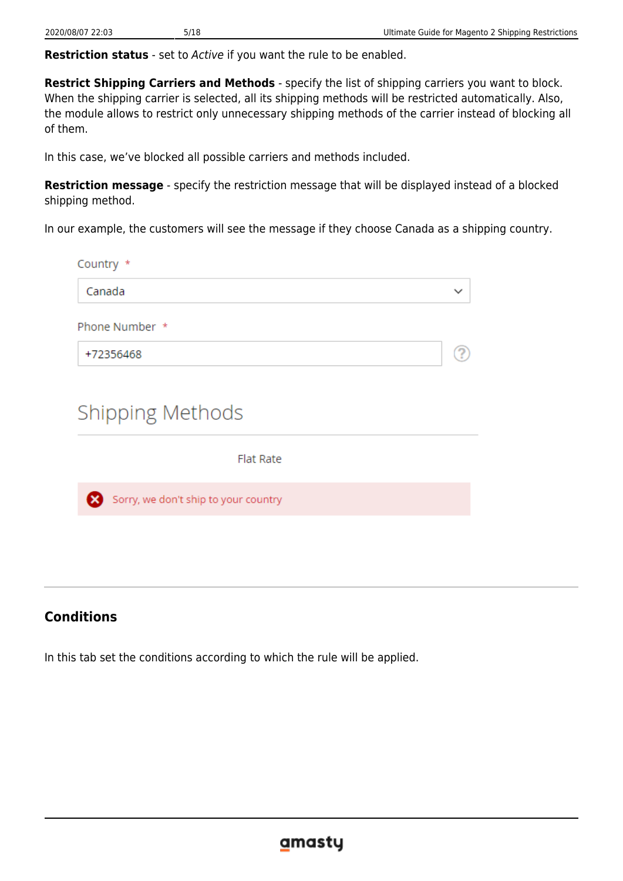**Restriction status** - set to *Active* if you want the rule to be enabled.

**Restrict Shipping Carriers and Methods** - specify the list of shipping carriers you want to block. When the shipping carrier is selected, all its shipping methods will be restricted automatically. Also, the module allows to restrict only unnecessary shipping methods of the carrier instead of blocking all of them.

In this case, we've blocked all possible carriers and methods included.

**Restriction message** - specify the restriction message that will be displayed instead of a blocked shipping method.

In our example, the customers will see the message if they choose Canada as a shipping country.

Country *

Canada

Phone Number *

+72356468

Shipping Methods

Flat Rate

Sorry, we don't ship to your country

## Conditions

In this tab set the conditions according to which the rule will be applied.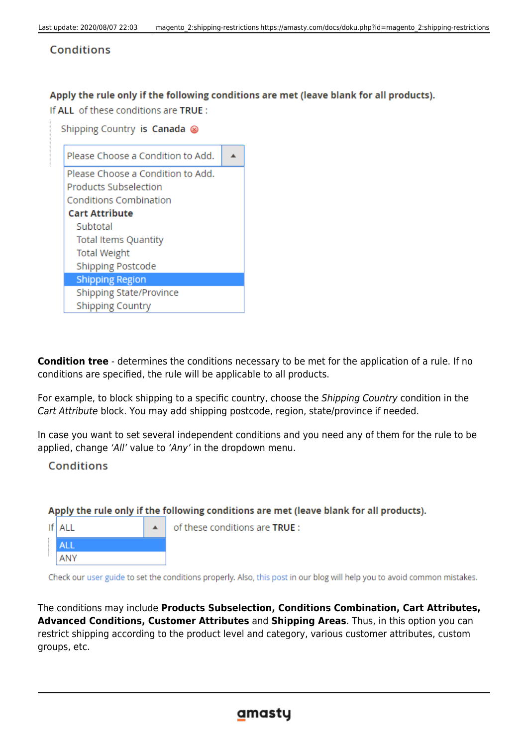Conditions

Apply the rule only if the following conditions are met (leave blank for all products).

If ALL of these conditions are TRUE :

Shipping Country is Canada

Please Choose a Condition to Add.

- Please Choose a Condition to Add.
- Products Subselection
- Conditions Combination
- **Cart Attribute**
  - Subtotal
  - Total Items Quantity
  - Total Weight
  - Shipping Postcode
  - Shipping Region
  - Shipping State/Province
  - Shipping Country

**Condition tree** - determines the conditions necessary to be met for the application of a rule. If no conditions are specified, the rule will be applicable to all products.

For example, to block shipping to a specific country, choose the *Shipping Country* condition in the *Cart Attribute* block. You may add shipping postcode, region, state/province if needed.

In case you want to set several independent conditions and you need any of them for the rule to be applied, change *'All'* value to *'Any'* in the dropdown menu.

Conditions

Apply the rule only if the following conditions are met (leave blank for all products).

If ALL of these conditions are TRUE :

- ALL
- ANY

Check our user guide to set the conditions properly. Also, this post in our blog will help you to avoid common mistakes.

The conditions may include **Products Subselection, Conditions Combination, Cart Attributes, Advanced Conditions, Customer Attributes** and **Shipping Areas**. Thus, in this option you can restrict shipping according to the product level and category, various customer attributes, custom groups, etc.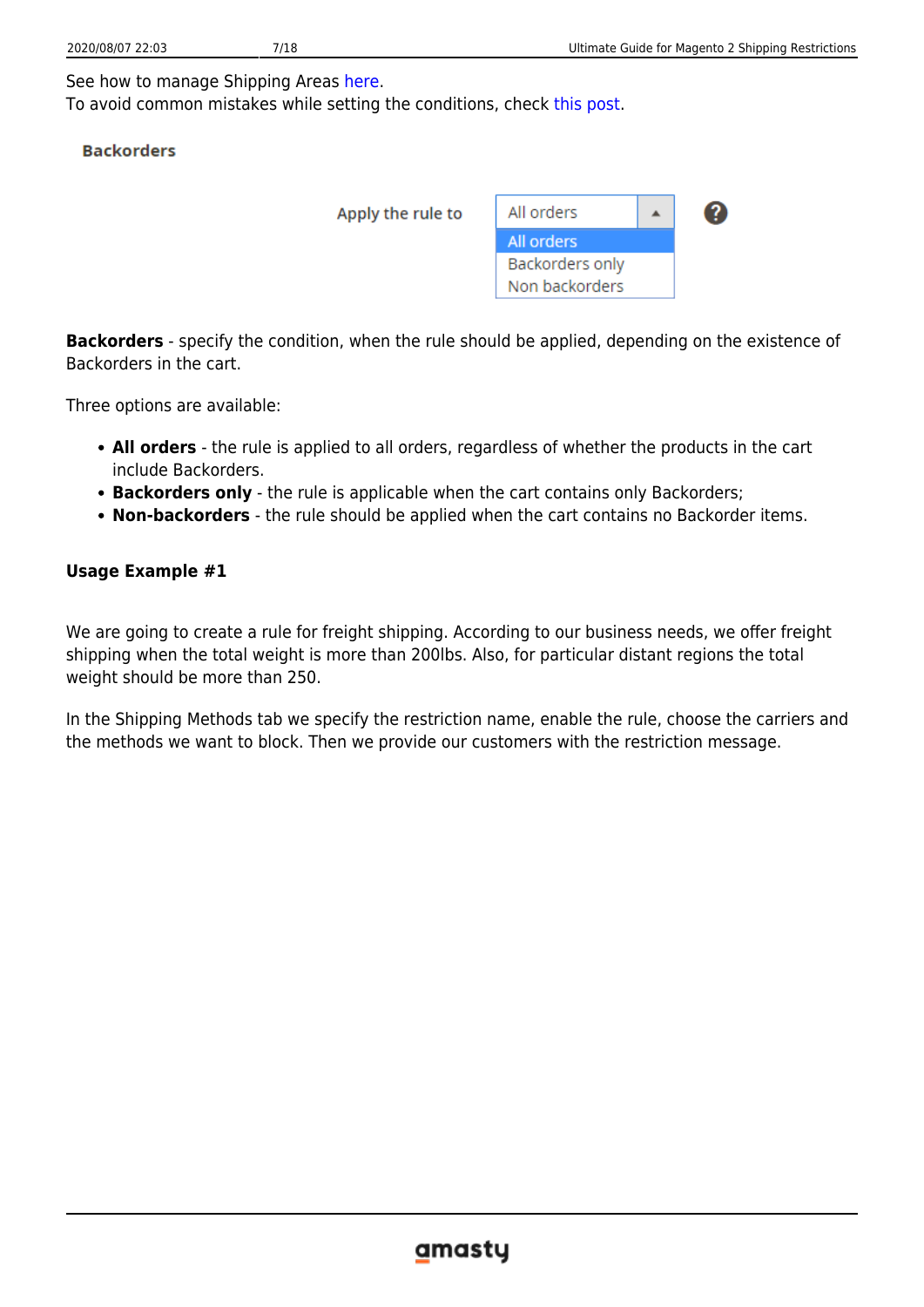See how to manage Shipping Areas here.
To avoid common mistakes while setting the conditions, check this post.

Backorders

Apply the rule to: All orders / Backorders only / Non backorders

**Backorders** - specify the condition, when the rule should be applied, depending on the existence of Backorders in the cart.

Three options are available:

- **All orders** - the rule is applied to all orders, regardless of whether the products in the cart include Backorders.
- **Backorders only** - the rule is applicable when the cart contains only Backorders;
- **Non-backorders** - the rule should be applied when the cart contains no Backorder items.

### Usage Example #1

We are going to create a rule for freight shipping. According to our business needs, we offer freight shipping when the total weight is more than 200lbs. Also, for particular distant regions the total weight should be more than 250.

In the Shipping Methods tab we specify the restriction name, enable the rule, choose the carriers and the methods we want to block. Then we provide our customers with the restriction message.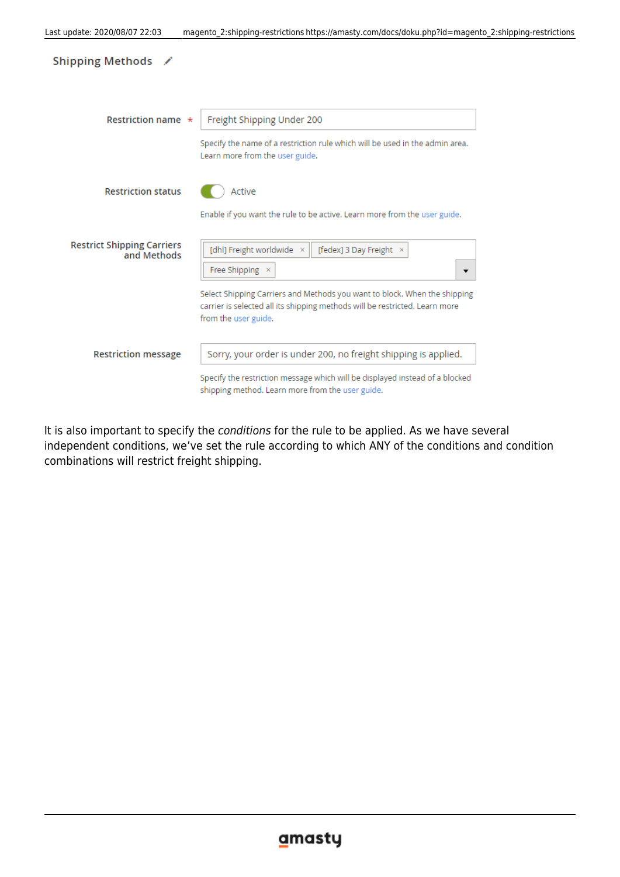Shipping Methods

| | |
|---|---|
| Restriction name * | Freight Shipping Under 200 |
| | Specify the name of a restriction rule which will be used in the admin area. Learn more from the user guide. |
| Restriction status | Active |
| | Enable if you want the rule to be active. Learn more from the user guide. |
| Restrict Shipping Carriers and Methods | [dhl] Freight worldwide × [fedex] 3 Day Freight × Free Shipping × |
| | Select Shipping Carriers and Methods you want to block. When the shipping carrier is selected all its shipping methods will be restricted. Learn more from the user guide. |
| Restriction message | Sorry, your order is under 200, no freight shipping is applied. |
| | Specify the restriction message which will be displayed instead of a blocked shipping method. Learn more from the user guide. |

It is also important to specify the *conditions* for the rule to be applied. As we have several independent conditions, we've set the rule according to which ANY of the conditions and condition combinations will restrict freight shipping.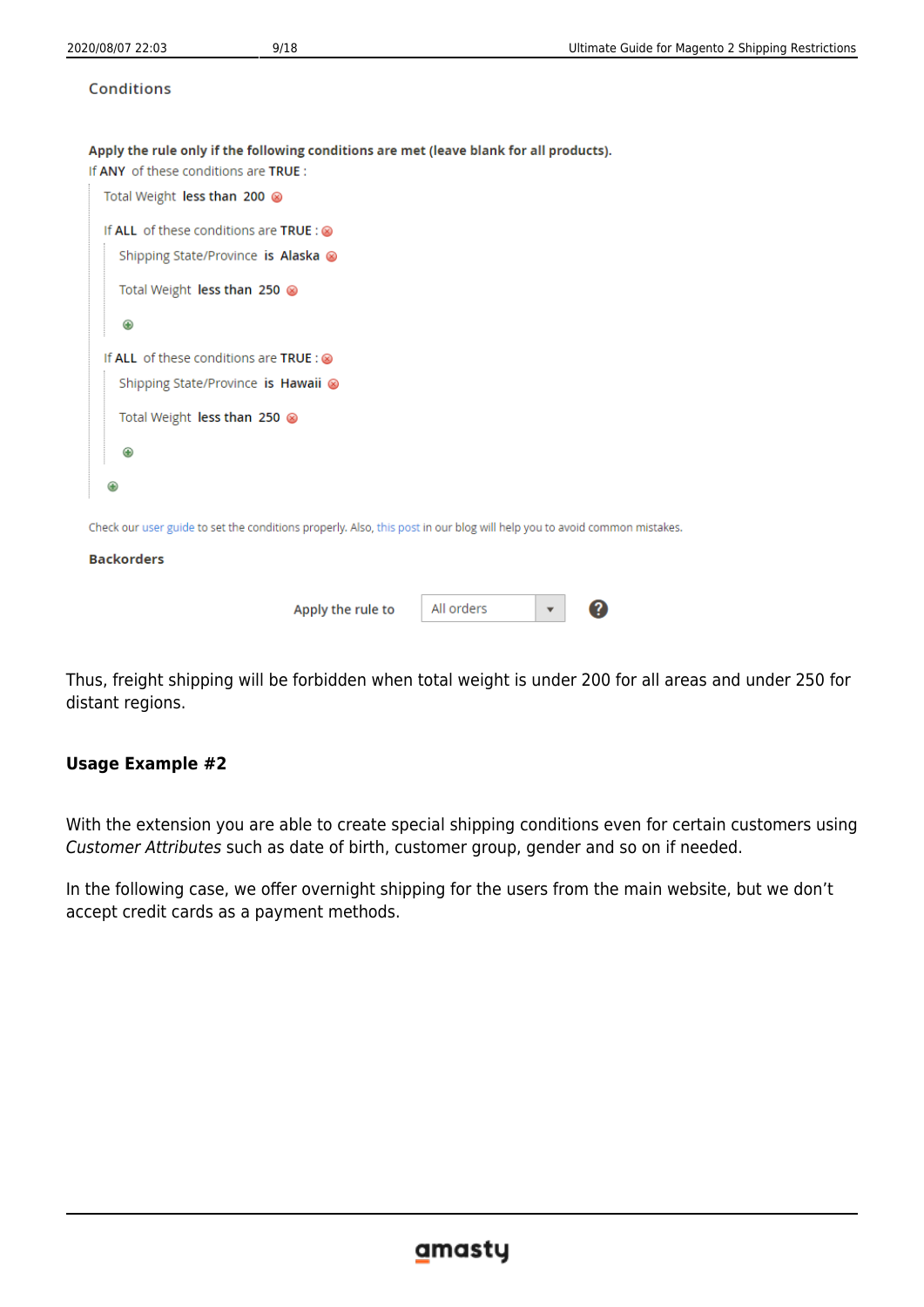Conditions

**Apply the rule only if the following conditions are met (leave blank for all products).**

If **ANY** of these conditions are **TRUE** :

- Total Weight **less than 200**
- If **ALL** of these conditions are **TRUE** :
  - Shipping State/Province **is Alaska**
  - Total Weight **less than 250**
- If **ALL** of these conditions are **TRUE** :
  - Shipping State/Province **is Hawaii**
  - Total Weight **less than 250**

Check our user guide to set the conditions properly. Also, this post in our blog will help you to avoid common mistakes.

**Backorders**

**Apply the rule to** All orders

Thus, freight shipping will be forbidden when total weight is under 200 for all areas and under 250 for distant regions.

#### Usage Example #2

With the extension you are able to create special shipping conditions even for certain customers using *Customer Attributes* such as date of birth, customer group, gender and so on if needed.

In the following case, we offer overnight shipping for the users from the main website, but we don't accept credit cards as a payment methods.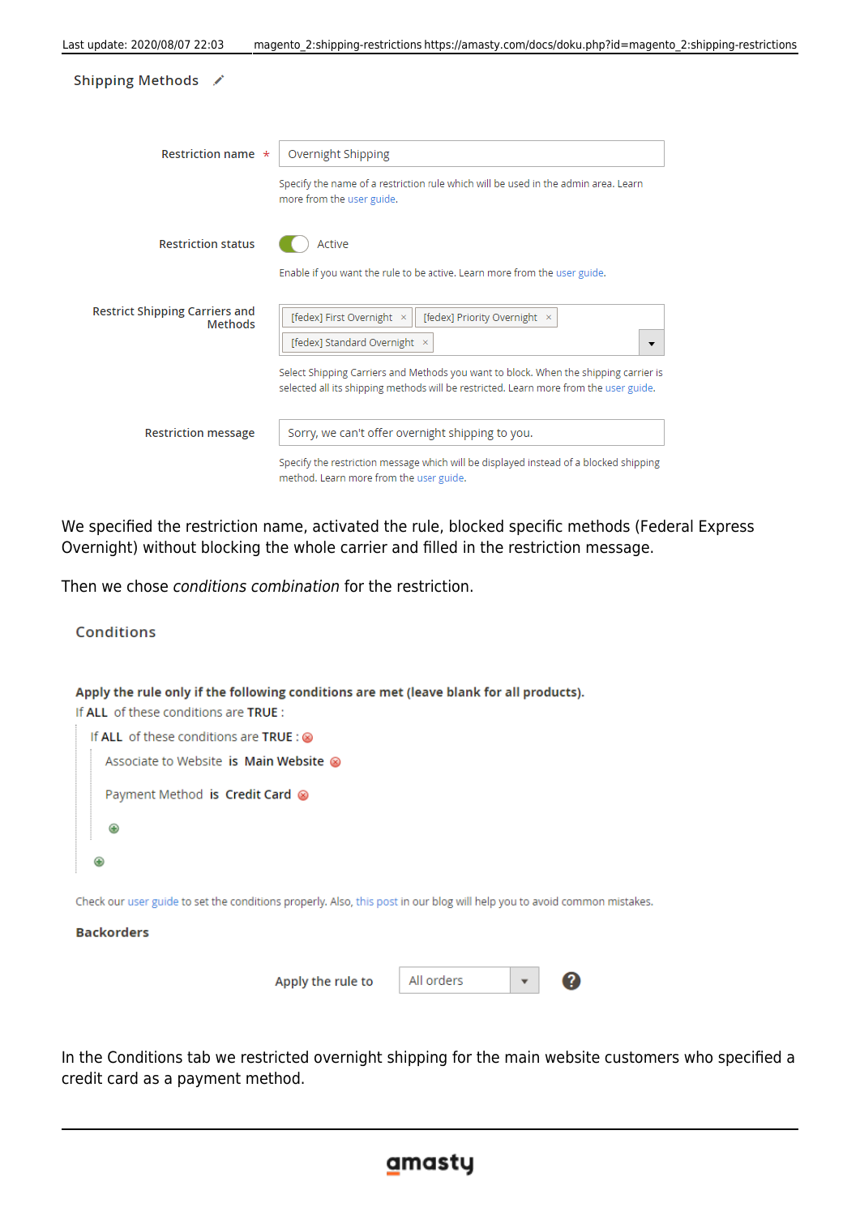Shipping Methods

Restriction name * Overnight Shipping

Specify the name of a restriction rule which will be used in the admin area. Learn more from the user guide.

Restriction status Active

Enable if you want the rule to be active. Learn more from the user guide.

Restrict Shipping Carriers and Methods [fedex] First Overnight × [fedex] Priority Overnight × [fedex] Standard Overnight ×

Select Shipping Carriers and Methods you want to block. When the shipping carrier is selected all its shipping methods will be restricted. Learn more from the user guide.

Restriction message Sorry, we can't offer overnight shipping to you.

Specify the restriction message which will be displayed instead of a blocked shipping method. Learn more from the user guide.

We specified the restriction name, activated the rule, blocked specific methods (Federal Express Overnight) without blocking the whole carrier and filled in the restriction message.

Then we chose *conditions combination* for the restriction.

Conditions

**Apply the rule only if the following conditions are met (leave blank for all products).**

If **ALL** of these conditions are **TRUE** :

If **ALL** of these conditions are **TRUE** :

Associate to Website **is Main Website**

Payment Method **is Credit Card**

Check our user guide to set the conditions properly. Also, this post in our blog will help you to avoid common mistakes.

**Backorders**

Apply the rule to All orders

In the Conditions tab we restricted overnight shipping for the main website customers who specified a credit card as a payment method.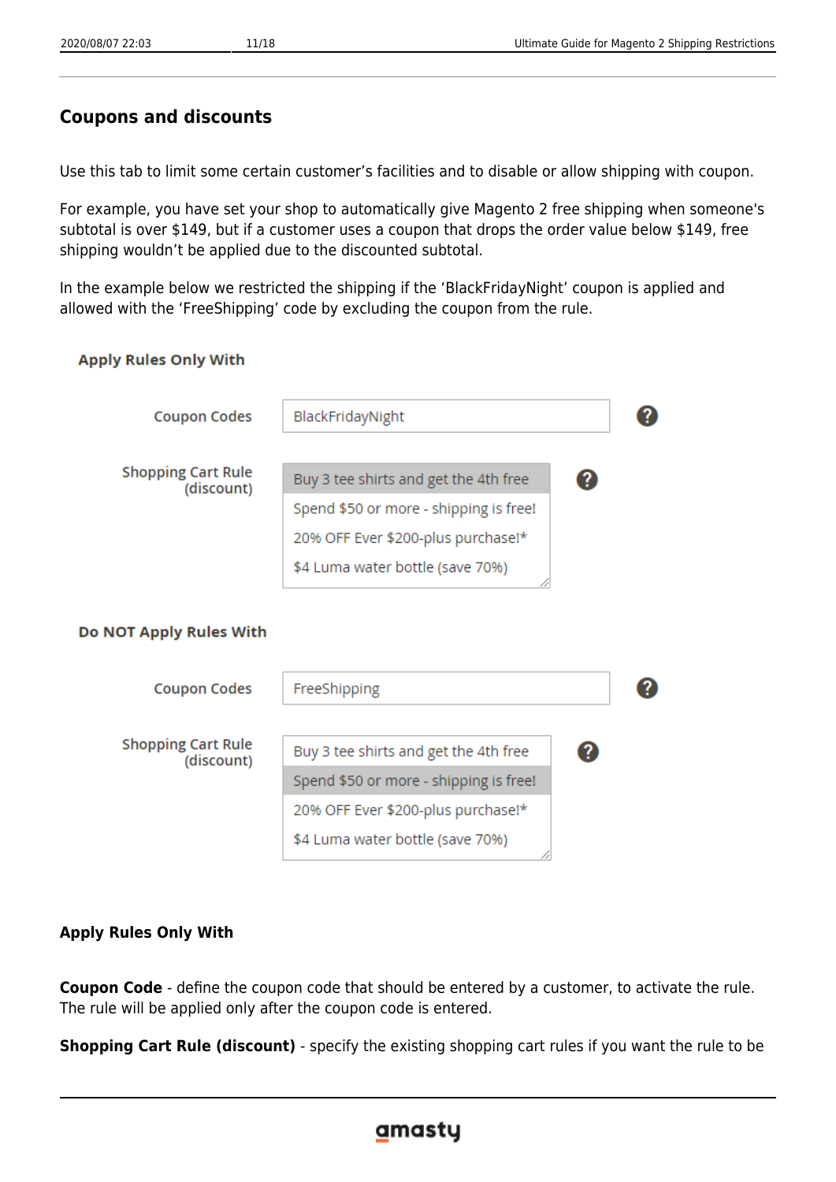## Coupons and discounts

Use this tab to limit some certain customer's facilities and to disable or allow shipping with coupon.

For example, you have set your shop to automatically give Magento 2 free shipping when someone's subtotal is over $149, but if a customer uses a coupon that drops the order value below $149, free shipping wouldn't be applied due to the discounted subtotal.

In the example below we restricted the shipping if the 'BlackFridayNight' coupon is applied and allowed with the 'FreeShipping' code by excluding the coupon from the rule.

**Apply Rules Only With**

Coupon Codes: BlackFridayNight

Shopping Cart Rule (discount):
- Buy 3 tee shirts and get the 4th free
- Spend $50 or more - shipping is free!
- 20% OFF Ever $200-plus purchase!*
- $4 Luma water bottle (save 70%)

**Do NOT Apply Rules With**

Coupon Codes: FreeShipping

Shopping Cart Rule (discount):
- Buy 3 tee shirts and get the 4th free
- Spend $50 or more - shipping is free!
- 20% OFF Ever $200-plus purchase!*
- $4 Luma water bottle (save 70%)

### Apply Rules Only With

**Coupon Code** - define the coupon code that should be entered by a customer, to activate the rule. The rule will be applied only after the coupon code is entered.

**Shopping Cart Rule (discount)** - specify the existing shopping cart rules if you want the rule to be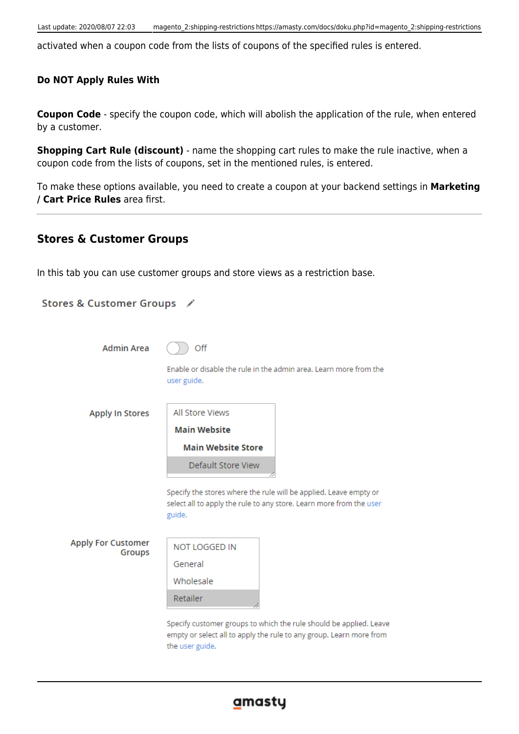activated when a coupon code from the lists of coupons of the specified rules is entered.

### Do NOT Apply Rules With

**Coupon Code** - specify the coupon code, which will abolish the application of the rule, when entered by a customer.

**Shopping Cart Rule (discount)** - name the shopping cart rules to make the rule inactive, when a coupon code from the lists of coupons, set in the mentioned rules, is entered.

To make these options available, you need to create a coupon at your backend settings in **Marketing / Cart Price Rules** area first.

---

## Stores & Customer Groups

In this tab you can use customer groups and store views as a restriction base.

Stores & Customer Groups

Admin Area — Off

Enable or disable the rule in the admin area. Learn more from the user guide.

Apply In Stores
- All Store Views
- **Main Website**
- **Main Website Store**
- Default Store View

Specify the stores where the rule will be applied. Leave empty or select all to apply the rule to any store. Learn more from the user guide.

Apply For Customer Groups
- NOT LOGGED IN
- General
- Wholesale
- Retailer

Specify customer groups to which the rule should be applied. Leave empty or select all to apply the rule to any group. Learn more from the user guide.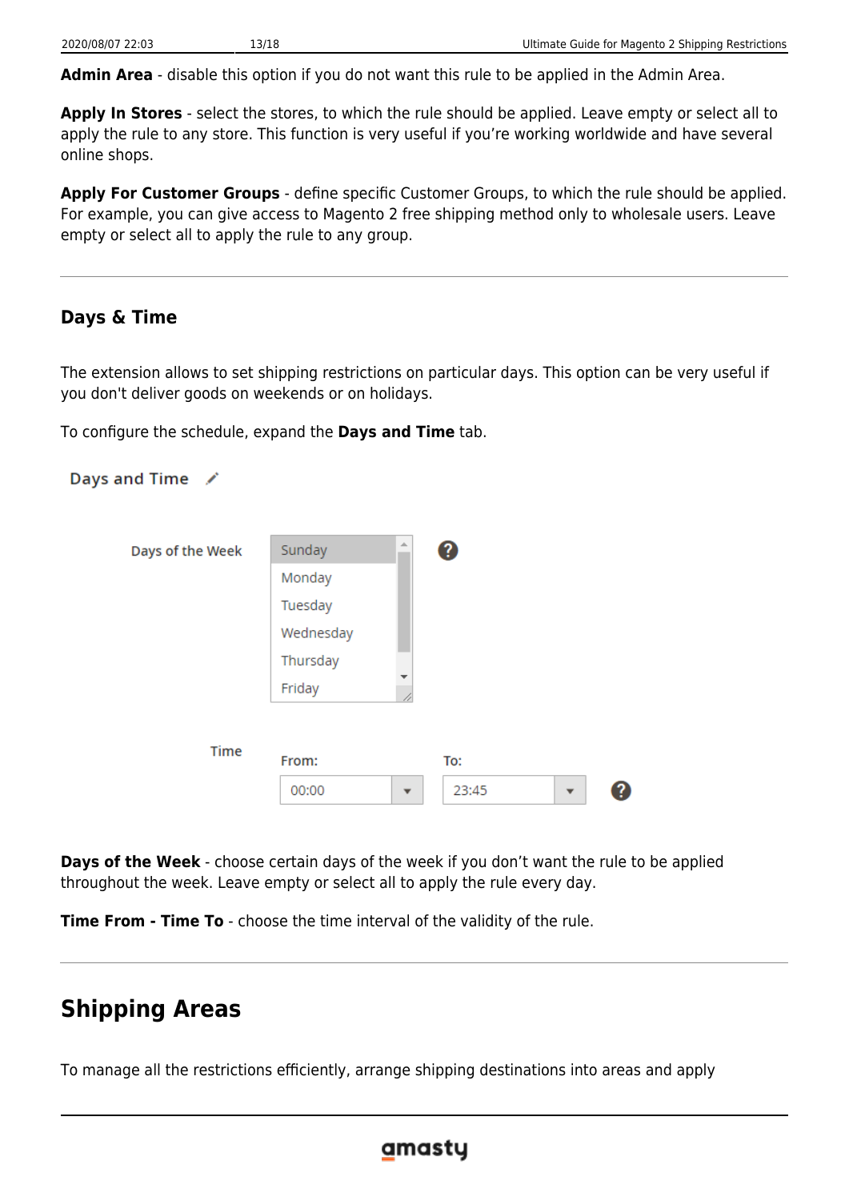**Admin Area** - disable this option if you do not want this rule to be applied in the Admin Area.

**Apply In Stores** - select the stores, to which the rule should be applied. Leave empty or select all to apply the rule to any store. This function is very useful if you're working worldwide and have several online shops.

**Apply For Customer Groups** - define specific Customer Groups, to which the rule should be applied. For example, you can give access to Magento 2 free shipping method only to wholesale users. Leave empty or select all to apply the rule to any group.

---

### Days & Time

The extension allows to set shipping restrictions on particular days. This option can be very useful if you don't deliver goods on weekends or on holidays.

To configure the schedule, expand the **Days and Time** tab.

Days and Time

Days of the Week: Sunday, Monday, Tuesday, Wednesday, Thursday, Friday

Time From: 00:00 To: 23:45

**Days of the Week** - choose certain days of the week if you don't want the rule to be applied throughout the week. Leave empty or select all to apply the rule every day.

**Time From - Time To** - choose the time interval of the validity of the rule.

---

## Shipping Areas

To manage all the restrictions efficiently, arrange shipping destinations into areas and apply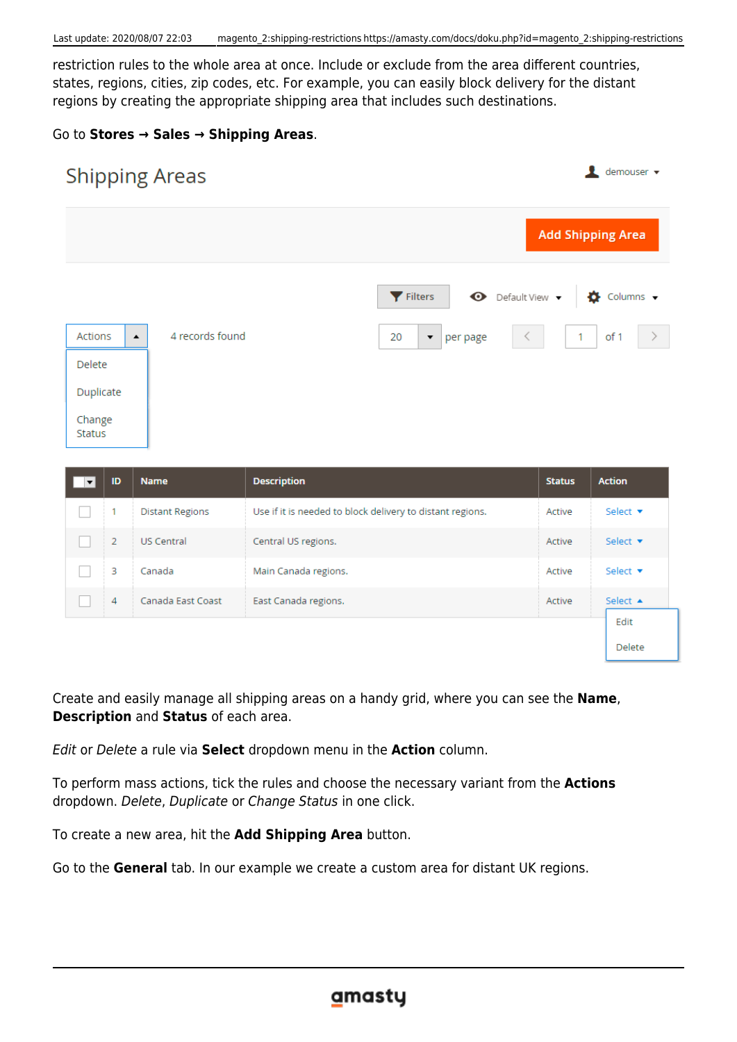restriction rules to the whole area at once. Include or exclude from the area different countries, states, regions, cities, zip codes, etc. For example, you can easily block delivery for the distant regions by creating the appropriate shipping area that includes such destinations.

Go to **Stores → Sales → Shipping Areas**.

Create and easily manage all shipping areas on a handy grid, where you can see the **Name**, **Description** and **Status** of each area.

*Edit* or *Delete* a rule via **Select** dropdown menu in the **Action** column.

To perform mass actions, tick the rules and choose the necessary variant from the **Actions** dropdown. *Delete*, *Duplicate* or *Change Status* in one click.

To create a new area, hit the **Add Shipping Area** button.

Go to the **General** tab. In our example we create a custom area for distant UK regions.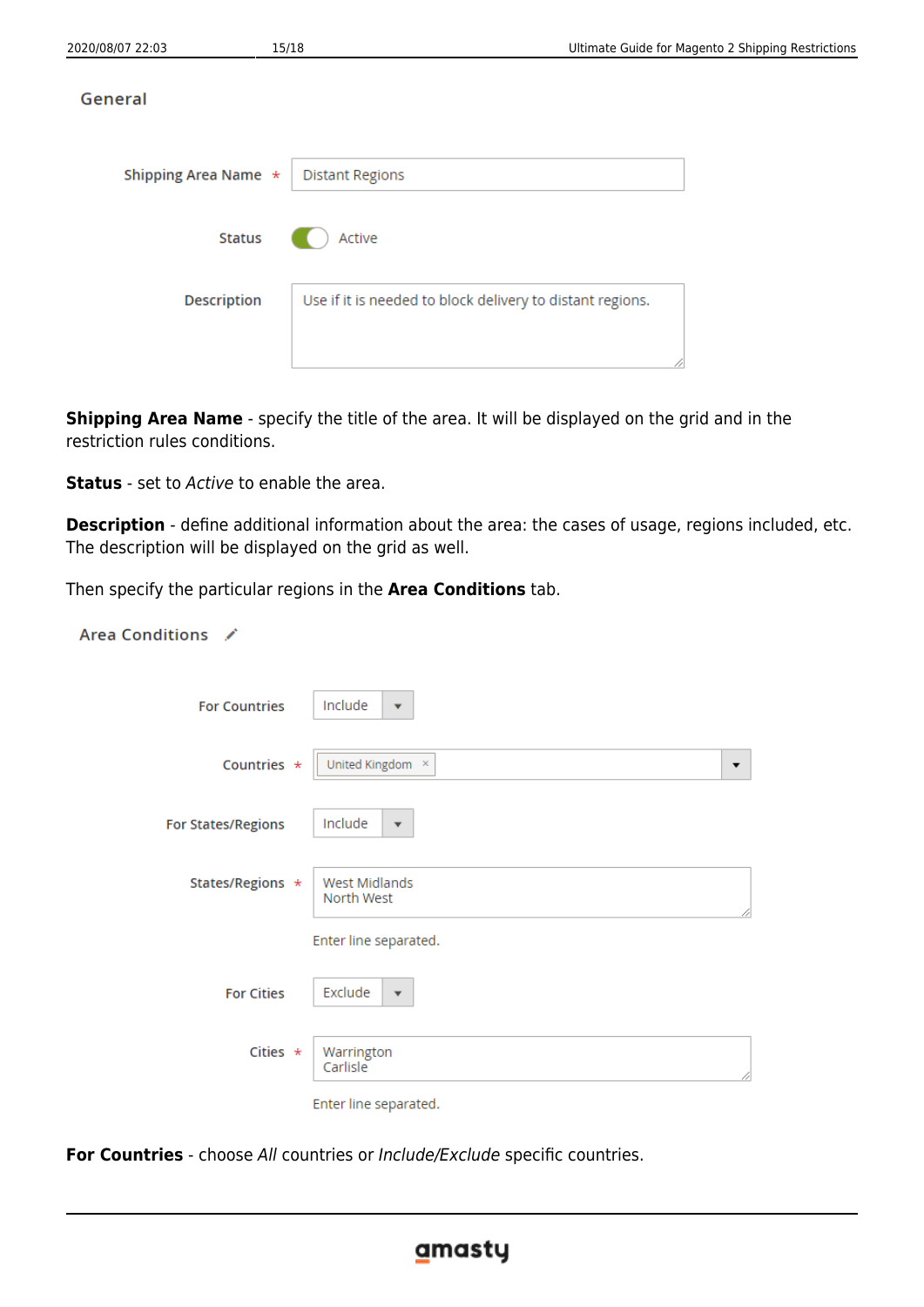General

Shipping Area Name * Distant Regions

Status Active

Description Use if it is needed to block delivery to distant regions.

**Shipping Area Name** - specify the title of the area. It will be displayed on the grid and in the restriction rules conditions.

**Status** - set to *Active* to enable the area.

**Description** - define additional information about the area: the cases of usage, regions included, etc. The description will be displayed on the grid as well.

Then specify the particular regions in the **Area Conditions** tab.

Area Conditions

For Countries Include

Countries * United Kingdom

For States/Regions Include

States/Regions * West Midlands
North West

Enter line separated.

For Cities Exclude

Cities * Warrington
Carlisle

Enter line separated.

**For Countries** - choose *All* countries or *Include/Exclude* specific countries.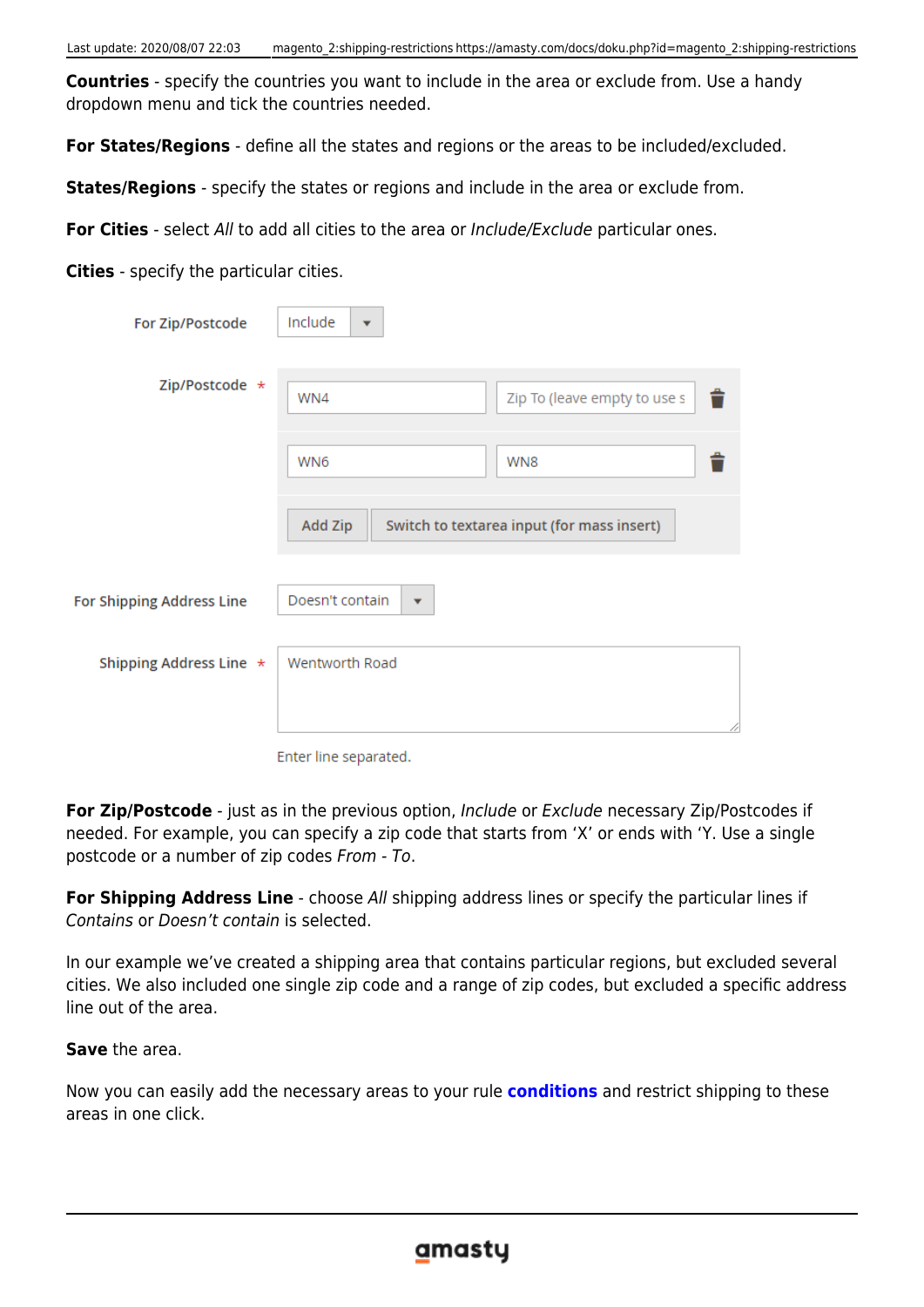**Countries** - specify the countries you want to include in the area or exclude from. Use a handy dropdown menu and tick the countries needed.

**For States/Regions** - define all the states and regions or the areas to be included/excluded.

**States/Regions** - specify the states or regions and include in the area or exclude from.

**For Cities** - select *All* to add all cities to the area or *Include/Exclude* particular ones.

**Cities** - specify the particular cities.

For Zip/Postcode: Include

Zip/Postcode *: WN4 | Zip To (leave empty to use s

WN6 | WN8

Add Zip | Switch to textarea input (for mass insert)

For Shipping Address Line: Doesn't contain

Shipping Address Line *: Wentworth Road

Enter line separated.

**For Zip/Postcode** - just as in the previous option, *Include* or *Exclude* necessary Zip/Postcodes if needed. For example, you can specify a zip code that starts from 'X' or ends with 'Y. Use a single postcode or a number of zip codes *From - To*.

**For Shipping Address Line** - choose *All* shipping address lines or specify the particular lines if *Contains* or *Doesn't contain* is selected.

In our example we've created a shipping area that contains particular regions, but excluded several cities. We also included one single zip code and a range of zip codes, but excluded a specific address line out of the area.

**Save** the area.

Now you can easily add the necessary areas to your rule **conditions** and restrict shipping to these areas in one click.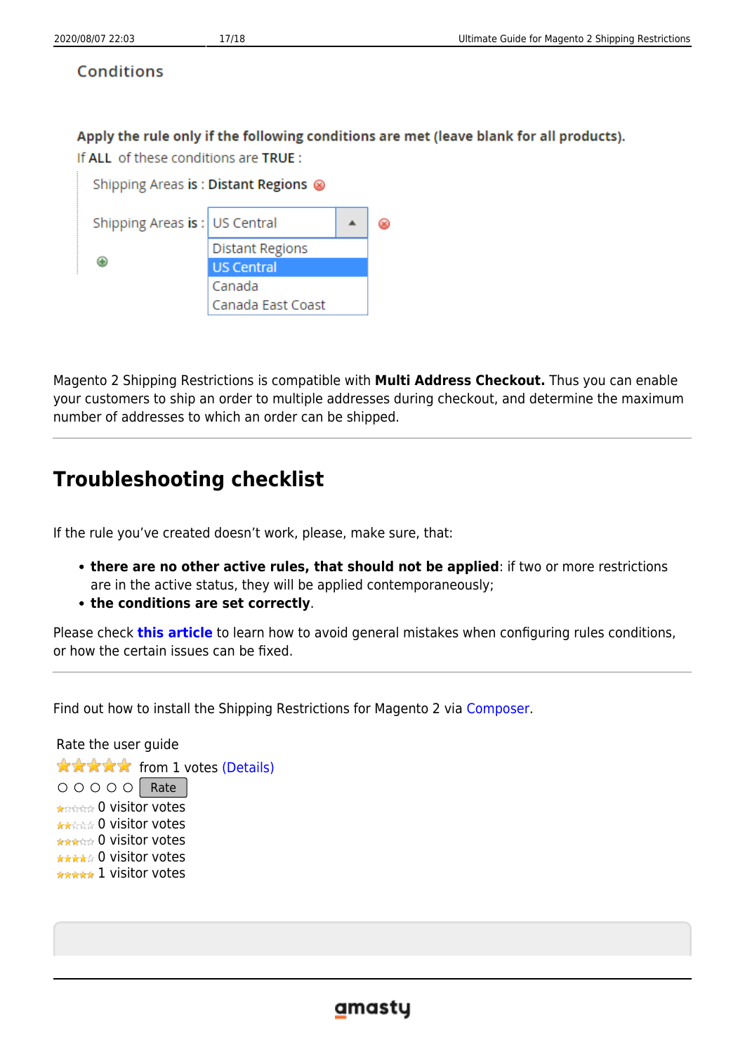Conditions

**Apply the rule only if the following conditions are met (leave blank for all products).**

If **ALL** of these conditions are **TRUE** :

Shipping Areas **is** : **Distant Regions**

Shipping Areas **is** : US Central

- Distant Regions
- US Central
- Canada
- Canada East Coast

Magento 2 Shipping Restrictions is compatible with **Multi Address Checkout.** Thus you can enable your customers to ship an order to multiple addresses during checkout, and determine the maximum number of addresses to which an order can be shipped.

---

## Troubleshooting checklist

If the rule you've created doesn't work, please, make sure, that:

- **there are no other active rules, that should not be applied**: if two or more restrictions are in the active status, they will be applied contemporaneously;
- **the conditions are set correctly**.

Please check **this article** to learn how to avoid general mistakes when configuring rules conditions, or how the certain issues can be fixed.

---

Find out how to install the Shipping Restrictions for Magento 2 via Composer.

Rate the user guide

from 1 votes (Details)

Rate

0 visitor votes
0 visitor votes
0 visitor votes
0 visitor votes
1 visitor votes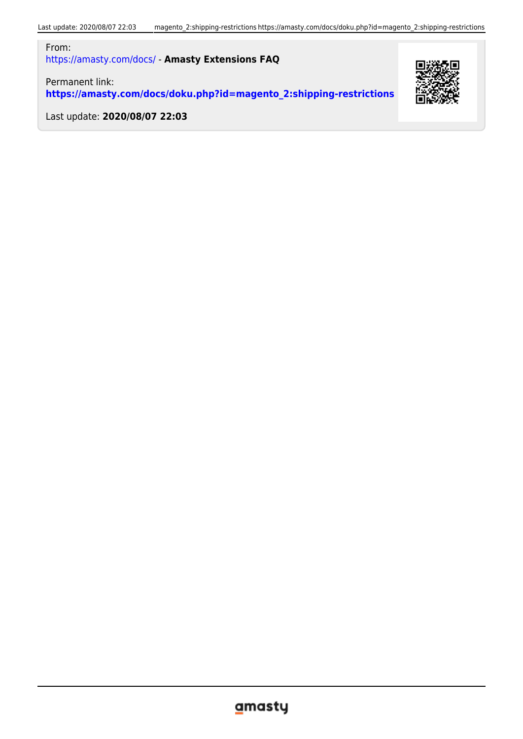From:
https://amasty.com/docs/ - **Amasty Extensions FAQ**

Permanent link:
**https://amasty.com/docs/doku.php?id=magento_2:shipping-restrictions**

Last update: **2020/08/07 22:03**